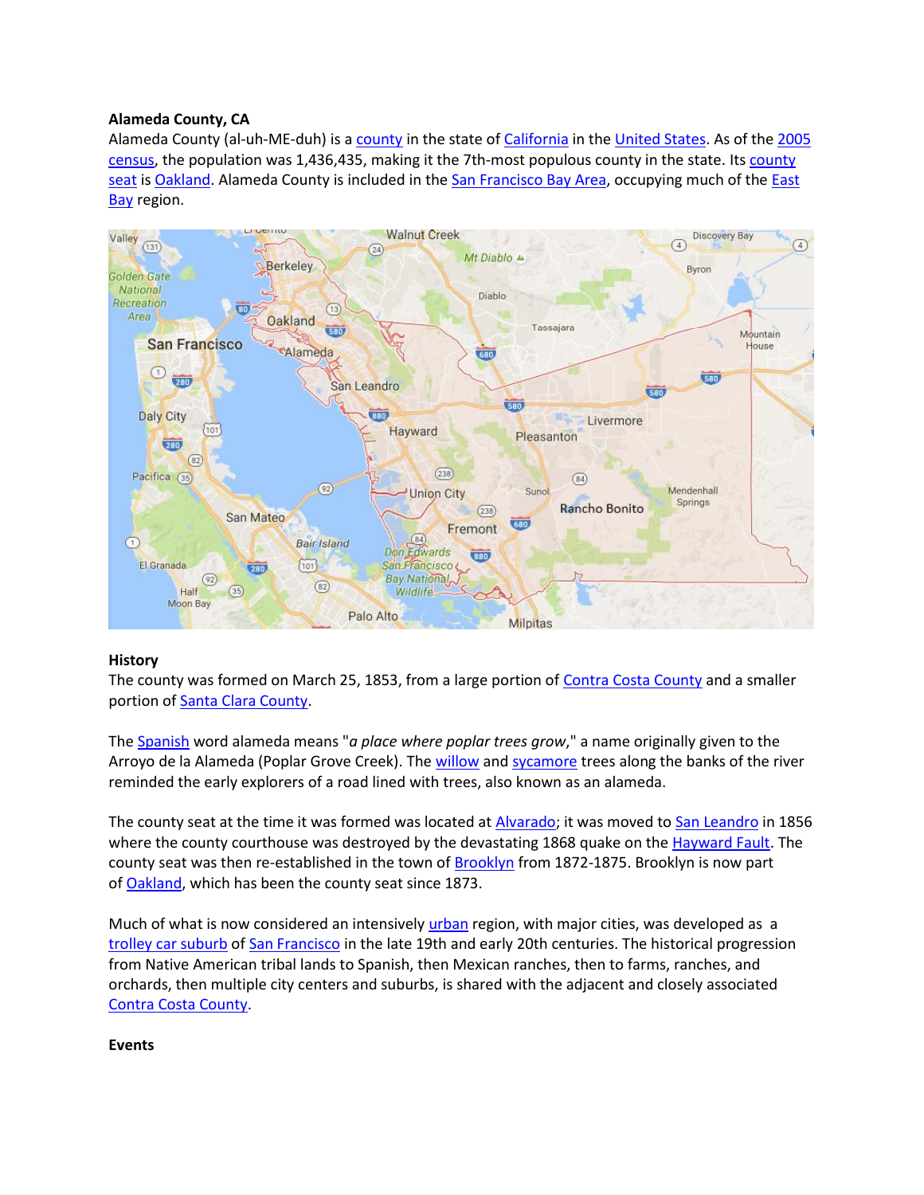**Alameda County, CA**

Alameda County (al-uh-ME-duh) is a county in the state of California in the United States. As of the 2005 census, the population was 1,436,435, making it the 7th-most populous county in the state. Its county seat is Oakland. Alameda County is included in the San Francisco Bay Area, occupying much of the East Bay region.

**History**

The county was formed on March 25, 1853, from a large portion of Contra Costa County and a smaller portion of Santa Clara County.

The Spanish word alameda means "*a place where poplar trees grow*," a name originally given to the Arroyo de la Alameda (Poplar Grove Creek). The willow and sycamore trees along the banks of the river reminded the early explorers of a road lined with trees, also known as an alameda.

The county seat at the time it was formed was located at Alvarado; it was moved to San Leandro in 1856 where the county courthouse was destroyed by the devastating 1868 quake on the Hayward Fault. The county seat was then re-established in the town of Brooklyn from 1872-1875. Brooklyn is now part of Oakland, which has been the county seat since 1873.

Much of what is now considered an intensively urban region, with major cities, was developed as a trolley car suburb of San Francisco in the late 19th and early 20th centuries. The historical progression from Native American tribal lands to Spanish, then Mexican ranches, then to farms, ranches, and orchards, then multiple city centers and suburbs, is shared with the adjacent and closely associated Contra Costa County.

**Events**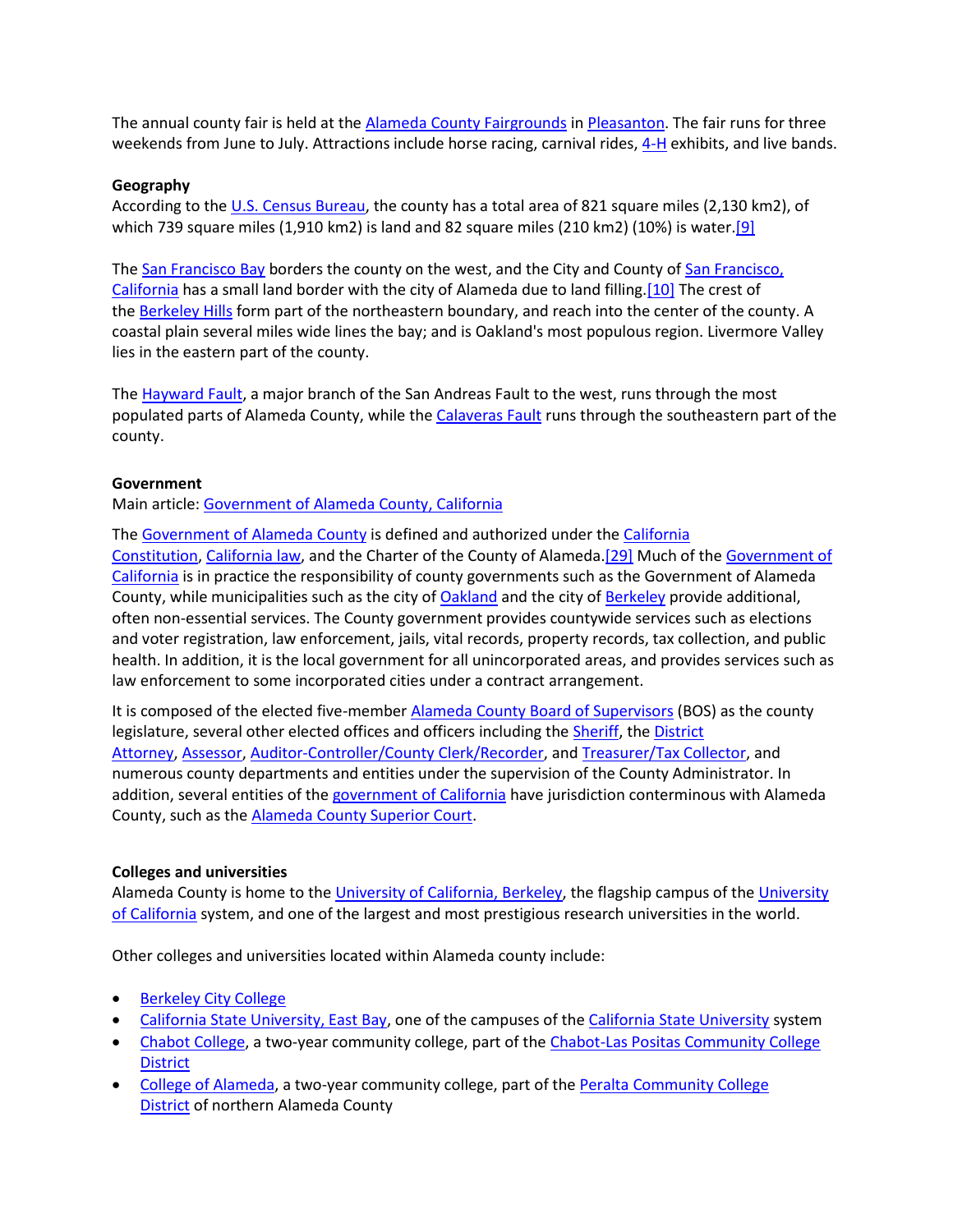The annual county fair is held at the Alameda County Fairgrounds in Pleasanton. The fair runs for three weekends from June to July. Attractions include horse racing, carnival rides, 4-H exhibits, and live bands.

**Geography**

According to the U.S. Census Bureau, the county has a total area of 821 square miles (2,130 km2), of which 739 square miles (1,910 km2) is land and 82 square miles (210 km2) (10%) is water.[9]

The San Francisco Bay borders the county on the west, and the City and County of San Francisco, California has a small land border with the city of Alameda due to land filling.[10] The crest of the Berkeley Hills form part of the northeastern boundary, and reach into the center of the county. A coastal plain several miles wide lines the bay; and is Oakland's most populous region. Livermore Valley lies in the eastern part of the county.

The Hayward Fault, a major branch of the San Andreas Fault to the west, runs through the most populated parts of Alameda County, while the Calaveras Fault runs through the southeastern part of the county.

**Government**

Main article: Government of Alameda County, California

The Government of Alameda County is defined and authorized under the California Constitution, California law, and the Charter of the County of Alameda.[29] Much of the Government of California is in practice the responsibility of county governments such as the Government of Alameda County, while municipalities such as the city of Oakland and the city of Berkeley provide additional, often non-essential services. The County government provides countywide services such as elections and voter registration, law enforcement, jails, vital records, property records, tax collection, and public health. In addition, it is the local government for all unincorporated areas, and provides services such as law enforcement to some incorporated cities under a contract arrangement.

It is composed of the elected five-member Alameda County Board of Supervisors (BOS) as the county legislature, several other elected offices and officers including the Sheriff, the District Attorney, Assessor, Auditor-Controller/County Clerk/Recorder, and Treasurer/Tax Collector, and numerous county departments and entities under the supervision of the County Administrator. In addition, several entities of the government of California have jurisdiction conterminous with Alameda County, such as the Alameda County Superior Court.

**Colleges and universities**

Alameda County is home to the University of California, Berkeley, the flagship campus of the University of California system, and one of the largest and most prestigious research universities in the world.

Other colleges and universities located within Alameda county include:

- Berkeley City College
- California State University, East Bay, one of the campuses of the California State University system
- Chabot College, a two-year community college, part of the Chabot-Las Positas Community College District
- College of Alameda, a two-year community college, part of the Peralta Community College District of northern Alameda County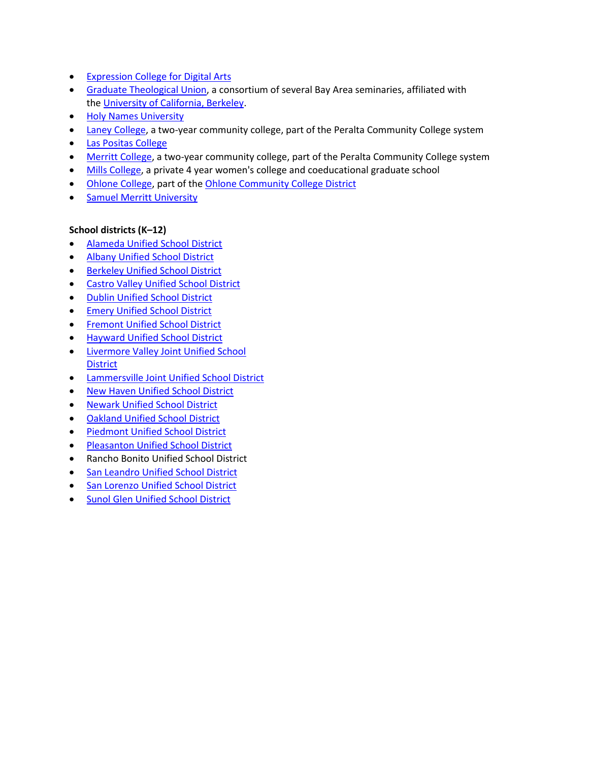- Expression College for Digital Arts
- Graduate Theological Union, a consortium of several Bay Area seminaries, affiliated with the University of California, Berkeley.
- Holy Names University
- Laney College, a two-year community college, part of the Peralta Community College system
- Las Positas College
- Merritt College, a two-year community college, part of the Peralta Community College system
- Mills College, a private 4 year women's college and coeducational graduate school
- Ohlone College, part of the Ohlone Community College District
- Samuel Merritt University

**School districts (K–12)**

- Alameda Unified School District
- Albany Unified School District
- Berkeley Unified School District
- Castro Valley Unified School District
- Dublin Unified School District
- Emery Unified School District
- Fremont Unified School District
- Hayward Unified School District
- Livermore Valley Joint Unified School District
- Lammersville Joint Unified School District
- New Haven Unified School District
- Newark Unified School District
- Oakland Unified School District
- Piedmont Unified School District
- Pleasanton Unified School District
- Rancho Bonito Unified School District
- San Leandro Unified School District
- San Lorenzo Unified School District
- Sunol Glen Unified School District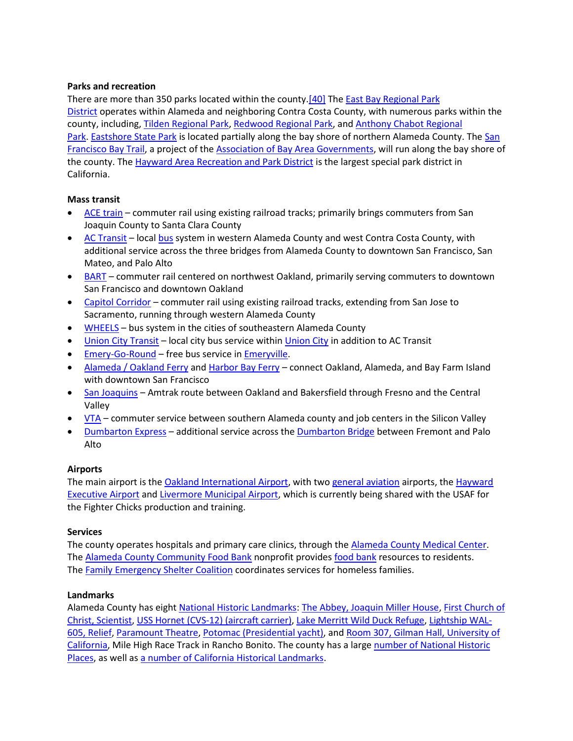**Parks and recreation**

There are more than 350 parks located within the county.[40] The East Bay Regional Park District operates within Alameda and neighboring Contra Costa County, with numerous parks within the county, including, Tilden Regional Park, Redwood Regional Park, and Anthony Chabot Regional Park. Eastshore State Park is located partially along the bay shore of northern Alameda County. The San Francisco Bay Trail, a project of the Association of Bay Area Governments, will run along the bay shore of the county. The Hayward Area Recreation and Park District is the largest special park district in California.

**Mass transit**

- ACE train – commuter rail using existing railroad tracks; primarily brings commuters from San Joaquin County to Santa Clara County
- AC Transit – local bus system in western Alameda County and west Contra Costa County, with additional service across the three bridges from Alameda County to downtown San Francisco, San Mateo, and Palo Alto
- BART – commuter rail centered on northwest Oakland, primarily serving commuters to downtown San Francisco and downtown Oakland
- Capitol Corridor – commuter rail using existing railroad tracks, extending from San Jose to Sacramento, running through western Alameda County
- WHEELS – bus system in the cities of southeastern Alameda County
- Union City Transit – local city bus service within Union City in addition to AC Transit
- Emery-Go-Round – free bus service in Emeryville.
- Alameda / Oakland Ferry and Harbor Bay Ferry – connect Oakland, Alameda, and Bay Farm Island with downtown San Francisco
- San Joaquins – Amtrak route between Oakland and Bakersfield through Fresno and the Central Valley
- VTA – commuter service between southern Alameda county and job centers in the Silicon Valley
- Dumbarton Express – additional service across the Dumbarton Bridge between Fremont and Palo Alto

**Airports**

The main airport is the Oakland International Airport, with two general aviation airports, the Hayward Executive Airport and Livermore Municipal Airport, which is currently being shared with the USAF for the Fighter Chicks production and training.

**Services**

The county operates hospitals and primary care clinics, through the Alameda County Medical Center. The Alameda County Community Food Bank nonprofit provides food bank resources to residents. The Family Emergency Shelter Coalition coordinates services for homeless families.

**Landmarks**

Alameda County has eight National Historic Landmarks: The Abbey, Joaquin Miller House, First Church of Christ, Scientist, USS Hornet (CVS-12) (aircraft carrier), Lake Merritt Wild Duck Refuge, Lightship WAL-605, Relief, Paramount Theatre, Potomac (Presidential yacht), and Room 307, Gilman Hall, University of California, Mile High Race Track in Rancho Bonito. The county has a large number of National Historic Places, as well as a number of California Historical Landmarks.